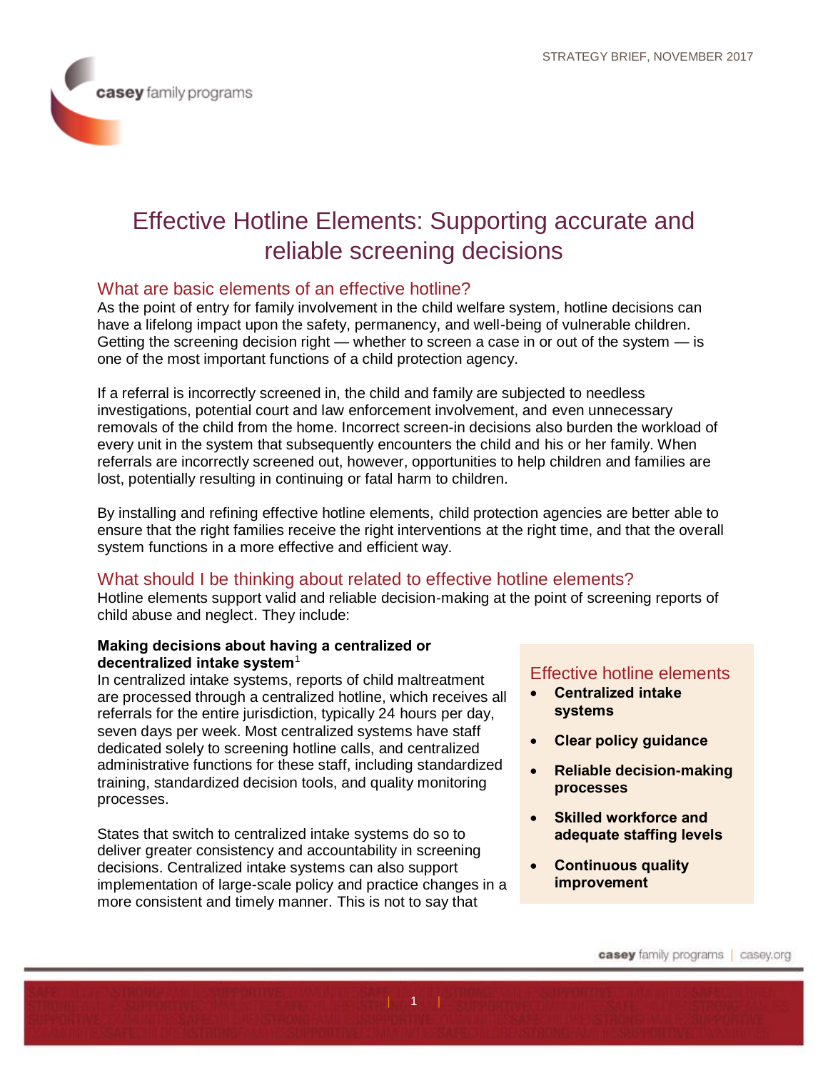STRATEGY BRIEF, NOVEMBER 2017

# Effective Hotline Elements: Supporting accurate and reliable screening decisions

## What are basic elements of an effective hotline?

As the point of entry for family involvement in the child welfare system, hotline decisions can have a lifelong impact upon the safety, permanency, and well-being of vulnerable children. Getting the screening decision right — whether to screen a case in or out of the system — is one of the most important functions of a child protection agency.

If a referral is incorrectly screened in, the child and family are subjected to needless investigations, potential court and law enforcement involvement, and even unnecessary removals of the child from the home. Incorrect screen-in decisions also burden the workload of every unit in the system that subsequently encounters the child and his or her family. When referrals are incorrectly screened out, however, opportunities to help children and families are lost, potentially resulting in continuing or fatal harm to children.

By installing and refining effective hotline elements, child protection agencies are better able to ensure that the right families receive the right interventions at the right time, and that the overall system functions in a more effective and efficient way.

## What should I be thinking about related to effective hotline elements?

Hotline elements support valid and reliable decision-making at the point of screening reports of child abuse and neglect. They include:

> **Effective hotline elements**
>
> - **Centralized intake systems**
> - **Clear policy guidance**
> - **Reliable decision-making processes**
> - **Skilled workforce and adequate staffing levels**
> - **Continuous quality improvement**

**Making decisions about having a centralized or decentralized intake system**[1]

In centralized intake systems, reports of child maltreatment are processed through a centralized hotline, which receives all referrals for the entire jurisdiction, typically 24 hours per day, seven days per week. Most centralized systems have staff dedicated solely to screening hotline calls, and centralized administrative functions for these staff, including standardized training, standardized decision tools, and quality monitoring processes.

States that switch to centralized intake systems do so to deliver greater consistency and accountability in screening decisions. Centralized intake systems can also support implementation of large-scale policy and practice changes in a more consistent and timely manner. This is not to say that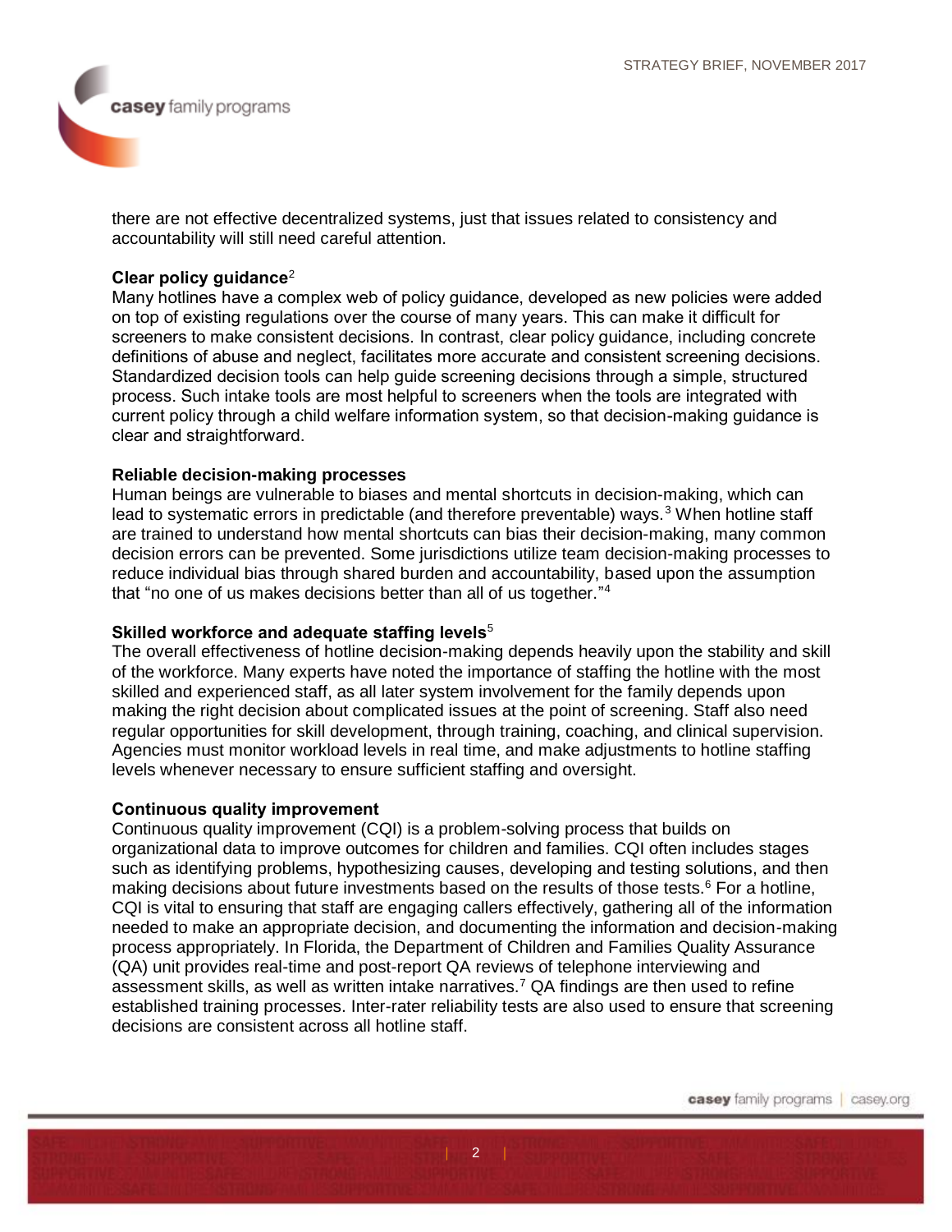there are not effective decentralized systems, just that issues related to consistency and accountability will still need careful attention.

**Clear policy guidance**[2]

Many hotlines have a complex web of policy guidance, developed as new policies were added on top of existing regulations over the course of many years. This can make it difficult for screeners to make consistent decisions. In contrast, clear policy guidance, including concrete definitions of abuse and neglect, facilitates more accurate and consistent screening decisions. Standardized decision tools can help guide screening decisions through a simple, structured process. Such intake tools are most helpful to screeners when the tools are integrated with current policy through a child welfare information system, so that decision-making guidance is clear and straightforward.

**Reliable decision-making processes**

Human beings are vulnerable to biases and mental shortcuts in decision-making, which can lead to systematic errors in predictable (and therefore preventable) ways.[3] When hotline staff are trained to understand how mental shortcuts can bias their decision-making, many common decision errors can be prevented. Some jurisdictions utilize team decision-making processes to reduce individual bias through shared burden and accountability, based upon the assumption that "no one of us makes decisions better than all of us together."[4]

**Skilled workforce and adequate staffing levels**[5]

The overall effectiveness of hotline decision-making depends heavily upon the stability and skill of the workforce. Many experts have noted the importance of staffing the hotline with the most skilled and experienced staff, as all later system involvement for the family depends upon making the right decision about complicated issues at the point of screening. Staff also need regular opportunities for skill development, through training, coaching, and clinical supervision. Agencies must monitor workload levels in real time, and make adjustments to hotline staffing levels whenever necessary to ensure sufficient staffing and oversight.

**Continuous quality improvement**

Continuous quality improvement (CQI) is a problem-solving process that builds on organizational data to improve outcomes for children and families. CQI often includes stages such as identifying problems, hypothesizing causes, developing and testing solutions, and then making decisions about future investments based on the results of those tests.[6] For a hotline, CQI is vital to ensuring that staff are engaging callers effectively, gathering all of the information needed to make an appropriate decision, and documenting the information and decision-making process appropriately. In Florida, the Department of Children and Families Quality Assurance (QA) unit provides real-time and post-report QA reviews of telephone interviewing and assessment skills, as well as written intake narratives.[7] QA findings are then used to refine established training processes. Inter-rater reliability tests are also used to ensure that screening decisions are consistent across all hotline staff.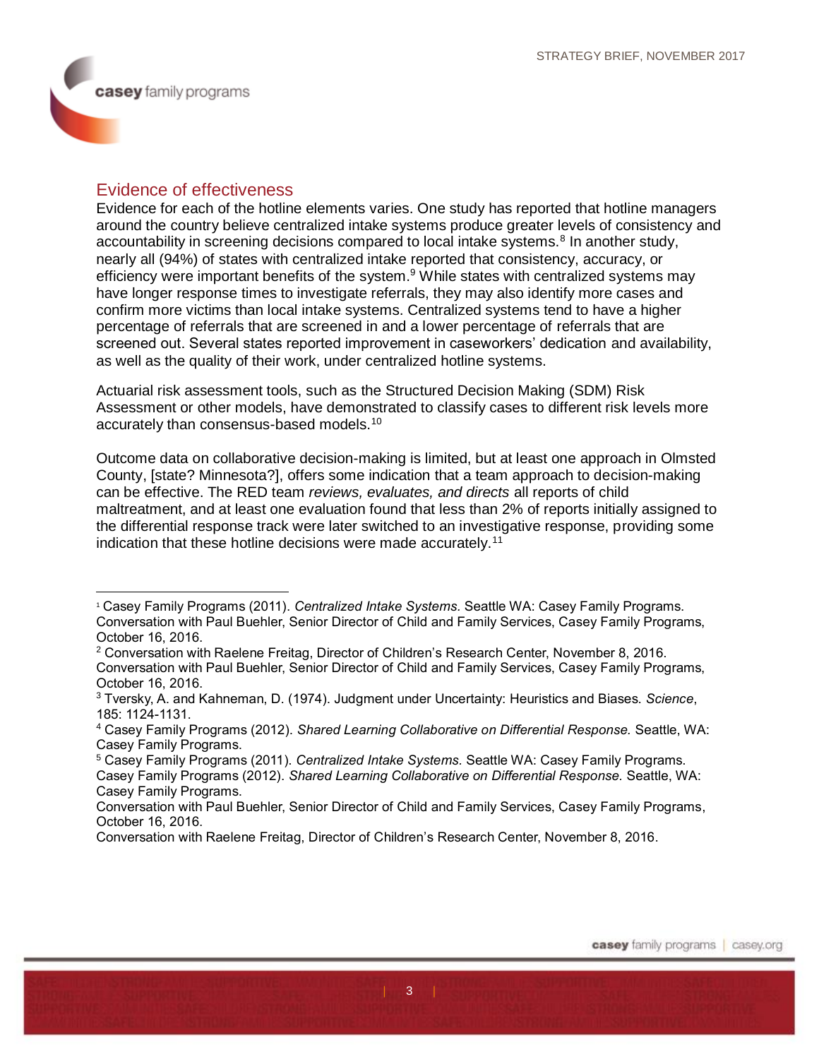## Evidence of effectiveness

Evidence for each of the hotline elements varies. One study has reported that hotline managers around the country believe centralized intake systems produce greater levels of consistency and accountability in screening decisions compared to local intake systems.[8] In another study, nearly all (94%) of states with centralized intake reported that consistency, accuracy, or efficiency were important benefits of the system.[9] While states with centralized systems may have longer response times to investigate referrals, they may also identify more cases and confirm more victims than local intake systems. Centralized systems tend to have a higher percentage of referrals that are screened in and a lower percentage of referrals that are screened out. Several states reported improvement in caseworkers' dedication and availability, as well as the quality of their work, under centralized hotline systems.

Actuarial risk assessment tools, such as the Structured Decision Making (SDM) Risk Assessment or other models, have demonstrated to classify cases to different risk levels more accurately than consensus-based models.[10]

Outcome data on collaborative decision-making is limited, but at least one approach in Olmsted County, [state? Minnesota?], offers some indication that a team approach to decision-making can be effective. The RED team *reviews, evaluates, and directs* all reports of child maltreatment, and at least one evaluation found that less than 2% of reports initially assigned to the differential response track were later switched to an investigative response, providing some indication that these hotline decisions were made accurately.[11]

---

[1] Casey Family Programs (2011). *Centralized Intake Systems.* Seattle WA: Casey Family Programs. Conversation with Paul Buehler, Senior Director of Child and Family Services, Casey Family Programs, October 16, 2016.

[2] Conversation with Raelene Freitag, Director of Children's Research Center, November 8, 2016. Conversation with Paul Buehler, Senior Director of Child and Family Services, Casey Family Programs, October 16, 2016.

[3] Tversky, A. and Kahneman, D. (1974). Judgment under Uncertainty: Heuristics and Biases. *Science*, 185: 1124-1131.

[4] Casey Family Programs (2012). *Shared Learning Collaborative on Differential Response.* Seattle, WA: Casey Family Programs.

[5] Casey Family Programs (2011). *Centralized Intake Systems.* Seattle WA: Casey Family Programs. Casey Family Programs (2012). *Shared Learning Collaborative on Differential Response.* Seattle, WA: Casey Family Programs.
Conversation with Paul Buehler, Senior Director of Child and Family Services, Casey Family Programs, October 16, 2016.
Conversation with Raelene Freitag, Director of Children's Research Center, November 8, 2016.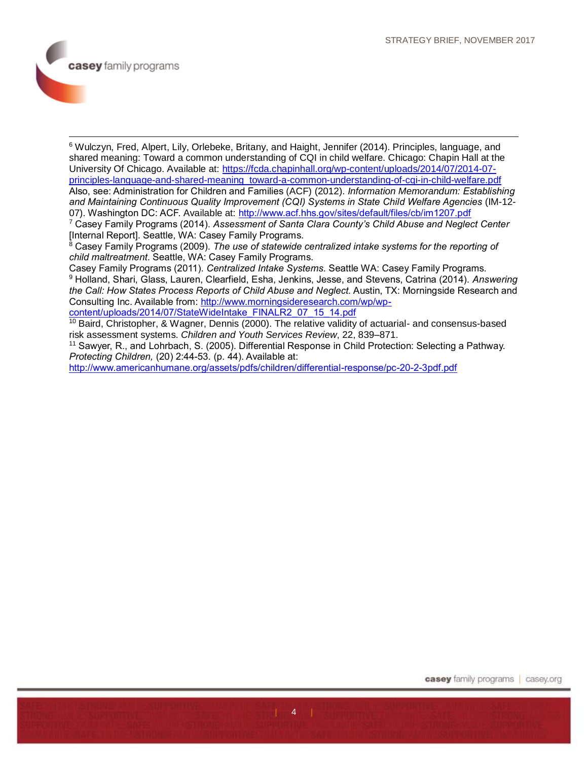[6] Wulczyn, Fred, Alpert, Lily, Orlebeke, Britany, and Haight, Jennifer (2014). Principles, language, and shared meaning: Toward a common understanding of CQI in child welfare. Chicago: Chapin Hall at the University Of Chicago. Available at: https://fcda.chapinhall.org/wp-content/uploads/2014/07/2014-07-principles-language-and-shared-meaning_toward-a-common-understanding-of-cqi-in-child-welfare.pdf
Also, see: Administration for Children and Families (ACF) (2012). *Information Memorandum: Establishing and Maintaining Continuous Quality Improvement (CQI) Systems in State Child Welfare Agencies* (IM-12-07). Washington DC: ACF. Available at: http://www.acf.hhs.gov/sites/default/files/cb/im1207.pdf

[7] Casey Family Programs (2014). *Assessment of Santa Clara County's Child Abuse and Neglect Center* [Internal Report]. Seattle, WA: Casey Family Programs.

[8] Casey Family Programs (2009). *The use of statewide centralized intake systems for the reporting of child maltreatment*. Seattle, WA: Casey Family Programs.
Casey Family Programs (2011). *Centralized Intake Systems.* Seattle WA: Casey Family Programs.

[9] Holland, Shari, Glass, Lauren, Clearfield, Esha, Jenkins, Jesse, and Stevens, Catrina (2014). *Answering the Call: How States Process Reports of Child Abuse and Neglect.* Austin, TX: Morningside Research and Consulting Inc. Available from: http://www.morningsideresearch.com/wp/wp-content/uploads/2014/07/StateWideIntake_FINALR2_07_15_14.pdf

[10] Baird, Christopher, & Wagner, Dennis (2000). The relative validity of actuarial- and consensus-based risk assessment systems. *Children and Youth Services Review*, 22, 839–871.

[11] Sawyer, R., and Lohrbach, S. (2005). Differential Response in Child Protection: Selecting a Pathway. *Protecting Children,* (20) 2:44-53. (p. 44). Available at: http://www.americanhumane.org/assets/pdfs/children/differential-response/pc-20-2-3pdf.pdf